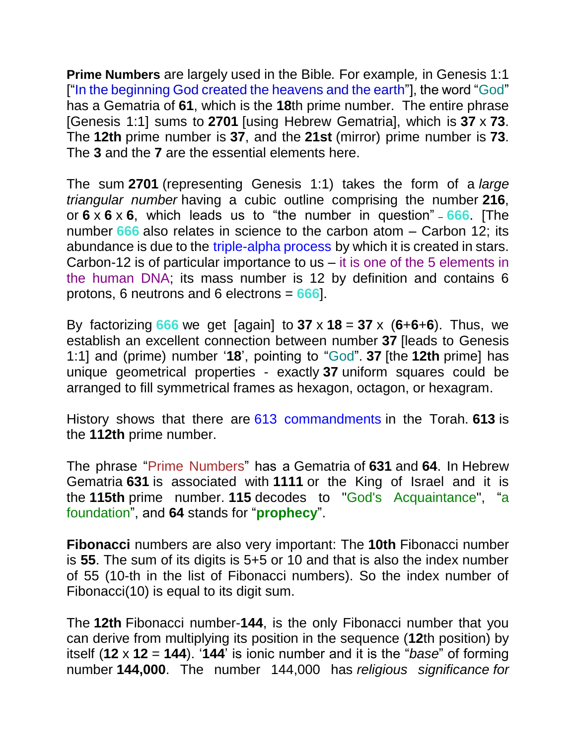**Prime Numbers** are largely used in the Bible*.* For example*,* in Genesis 1:1 ["In the beginning God created the heavens and the earth"], the word "God" has a Gematria of **61**, which is the **18**th prime number. The entire phrase [Genesis 1:1] sums to **2701** [using Hebrew Gematria], which is **37** x **73**. The **12th** prime number is **37**, and the **21st** (mirror) prime number is **73**. The **3** and the **7** are the essential elements here.

The sum **2701** (representing Genesis 1:1) takes the form of a *large triangular number* having a cubic outline comprising the number **216**, or **6** x **6** x **6**, which leads us to "the number in question" – **666**. [The number **666** also relates in science to the carbon atom – Carbon 12; its abundance is due to the triple-alpha process by which it is created in stars. Carbon-12 is of particular importance to us – it is one of the 5 elements in the human DNA; its mass number is 12 by definition and contains 6 protons, 6 neutrons and 6 electrons = **666**].

By factorizing **666** we get [again] to **37** x **18** = **37** x (**6**+**6**+**6**). Thus, we establish an excellent connection between number **37** [leads to Genesis 1:1] and (prime) number '**18**', pointing to "God". **37** [the **12th** prime] has unique geometrical properties - exactly **37** uniform squares could be arranged to fill symmetrical frames as hexagon, octagon, or hexagram.

History shows that there are 613 commandments in the Torah. **613** is the **112th** prime number.

The phrase "Prime Numbers" has a Gematria of **631** and **64**. In Hebrew Gematria **631** is associated with **1111** or the King of Israel and it is the **115th** prime number. **115** decodes to "God's Acquaintance", "a foundation", and **64** stands for "**prophecy**".

**Fibonacci** numbers are also very important: The **10th** Fibonacci number is **55**. The sum of its digits is 5+5 or 10 and that is also the index number of 55 (10-th in the list of Fibonacci numbers). So the index number of Fibonacci(10) is equal to its digit sum.

The **12th** Fibonacci number-**144**, is the only Fibonacci number that you can derive from multiplying its position in the sequence (**12**th position) by itself (**12** x **12** = **144**). '**144**' is ionic number and it is the "*base*" of forming number **144,000**. The number 144,000 has *religious significance for*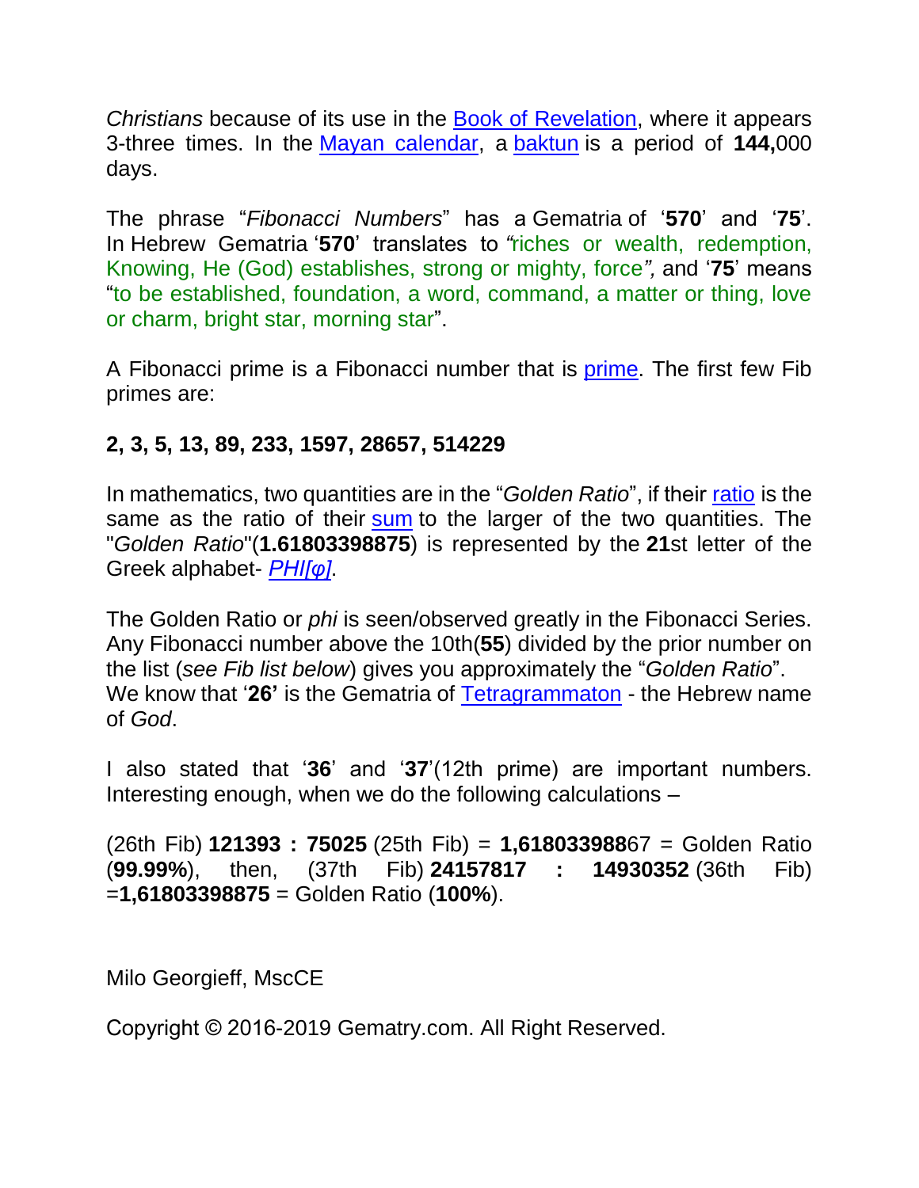*Christians* because of its use in the Book of Revelation, where it appears 3-three times. In the Mayan calendar, a baktun is a period of **144,**000 days.

The phrase "*Fibonacci Numbers*" has a Gematria of '**570**' and '**75**'. In Hebrew Gematria '**570**' translates to *"*riches or wealth, redemption, Knowing, He (God) establishes, strong or mighty, force*",* and '**75**' means "to be established, foundation, a word, command, a matter or thing, love or charm, bright star, morning star".

A Fibonacci prime is a Fibonacci number that is prime. The first few Fib primes are:

**2, 3, 5, 13, 89, 233, 1597, 28657, 514229**

In mathematics, two quantities are in the "*Golden Ratio*", if their ratio is the same as the ratio of their sum to the larger of the two quantities. The "*Golden Ratio*"(**1.61803398875**) is represented by the **21**st letter of the Greek alphabet- *PHI[φ]*.

The Golden Ratio or *phi* is seen/observed greatly in the Fibonacci Series. Any Fibonacci number above the 10th(**55**) divided by the prior number on the list (*see Fib list below*) gives you approximately the "*Golden Ratio*".
We know that '**26'** is the Gematria of Tetragrammaton - the Hebrew name of *God*.

I also stated that '**36**' and '**37**'(12th prime) are important numbers. Interesting enough, when we do the following calculations –

(26th Fib) **121393 : 75025** (25th Fib) = **1,618033988**67 = Golden Ratio (**99.99%**), then, (37th Fib) **24157817 : 14930352** (36th Fib) =**1,61803398875** = Golden Ratio (**100%**).

Milo Georgieff, MscCE

Copyright © 2016-2019 Gematry.com. All Right Reserved.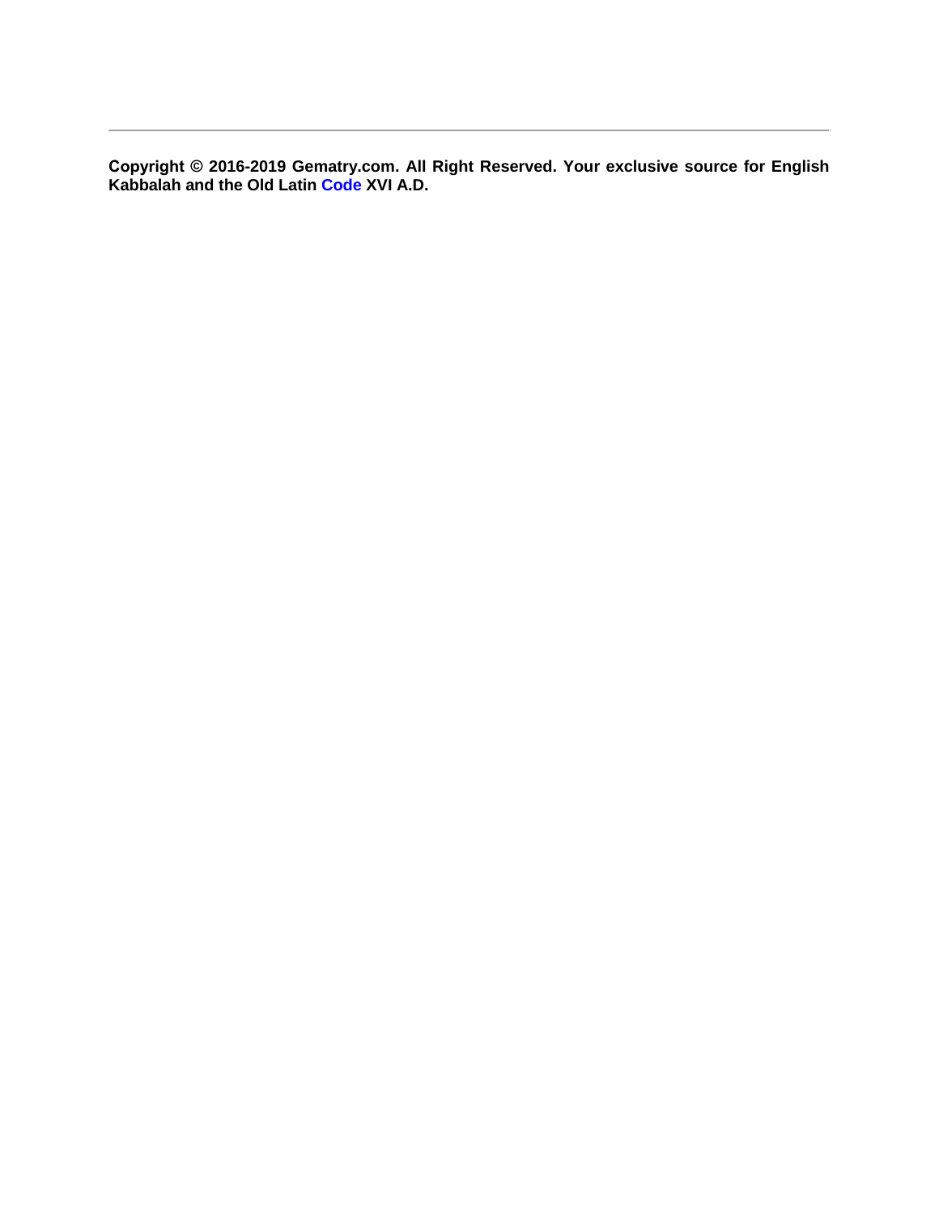---

**Copyright © 2016-2019 Gematry.com. All Right Reserved. Your exclusive source for English Kabbalah and the Old Latin Code XVI A.D.**